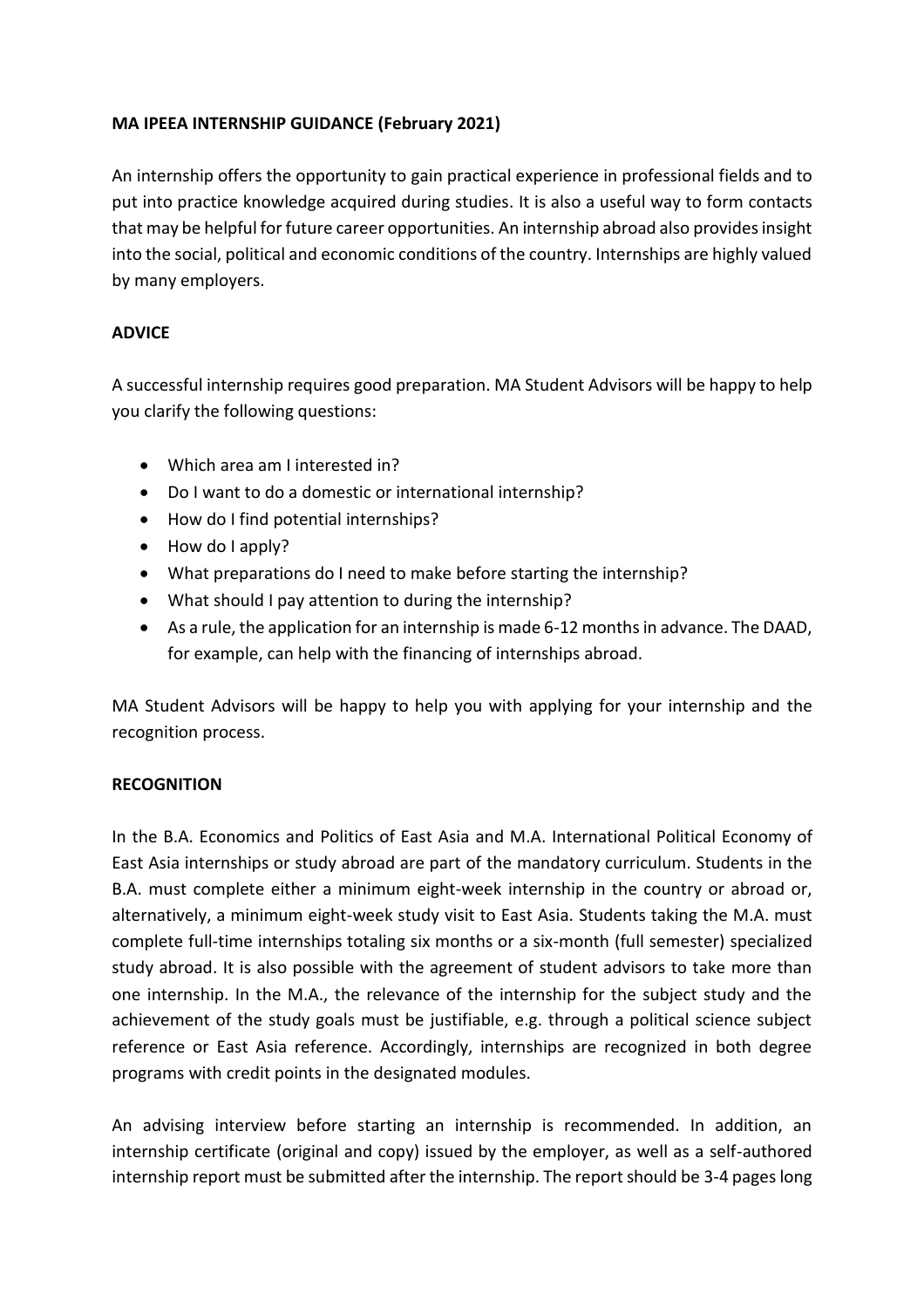**MA IPEEA INTERNSHIP GUIDANCE (February 2021)**

An internship offers the opportunity to gain practical experience in professional fields and to put into practice knowledge acquired during studies. It is also a useful way to form contacts that may be helpful for future career opportunities. An internship abroad also provides insight into the social, political and economic conditions of the country. Internships are highly valued by many employers.

**ADVICE**

A successful internship requires good preparation. MA Student Advisors will be happy to help you clarify the following questions:

- Which area am I interested in?
- Do I want to do a domestic or international internship?
- How do I find potential internships?
- How do I apply?
- What preparations do I need to make before starting the internship?
- What should I pay attention to during the internship?
- As a rule, the application for an internship is made 6-12 months in advance. The DAAD, for example, can help with the financing of internships abroad.

MA Student Advisors will be happy to help you with applying for your internship and the recognition process.

**RECOGNITION**

In the B.A. Economics and Politics of East Asia and M.A. International Political Economy of East Asia internships or study abroad are part of the mandatory curriculum. Students in the B.A. must complete either a minimum eight-week internship in the country or abroad or, alternatively, a minimum eight-week study visit to East Asia. Students taking the M.A. must complete full-time internships totaling six months or a six-month (full semester) specialized study abroad. It is also possible with the agreement of student advisors to take more than one internship. In the M.A., the relevance of the internship for the subject study and the achievement of the study goals must be justifiable, e.g. through a political science subject reference or East Asia reference. Accordingly, internships are recognized in both degree programs with credit points in the designated modules.

An advising interview before starting an internship is recommended. In addition, an internship certificate (original and copy) issued by the employer, as well as a self-authored internship report must be submitted after the internship. The report should be 3-4 pages long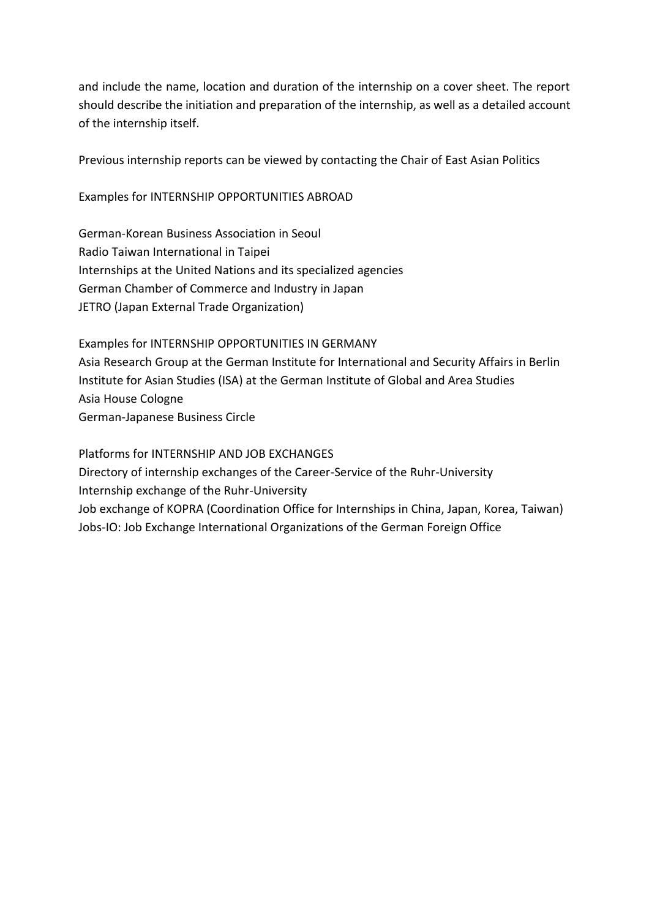and include the name, location and duration of the internship on a cover sheet. The report should describe the initiation and preparation of the internship, as well as a detailed account of the internship itself.

Previous internship reports can be viewed by contacting the Chair of East Asian Politics

Examples for INTERNSHIP OPPORTUNITIES ABROAD

German-Korean Business Association in Seoul
Radio Taiwan International in Taipei
Internships at the United Nations and its specialized agencies
German Chamber of Commerce and Industry in Japan
JETRO (Japan External Trade Organization)

Examples for INTERNSHIP OPPORTUNITIES IN GERMANY
Asia Research Group at the German Institute for International and Security Affairs in Berlin
Institute for Asian Studies (ISA) at the German Institute of Global and Area Studies
Asia House Cologne
German-Japanese Business Circle

Platforms for INTERNSHIP AND JOB EXCHANGES
Directory of internship exchanges of the Career-Service of the Ruhr-University
Internship exchange of the Ruhr-University
Job exchange of KOPRA (Coordination Office for Internships in China, Japan, Korea, Taiwan)
Jobs-IO: Job Exchange International Organizations of the German Foreign Office